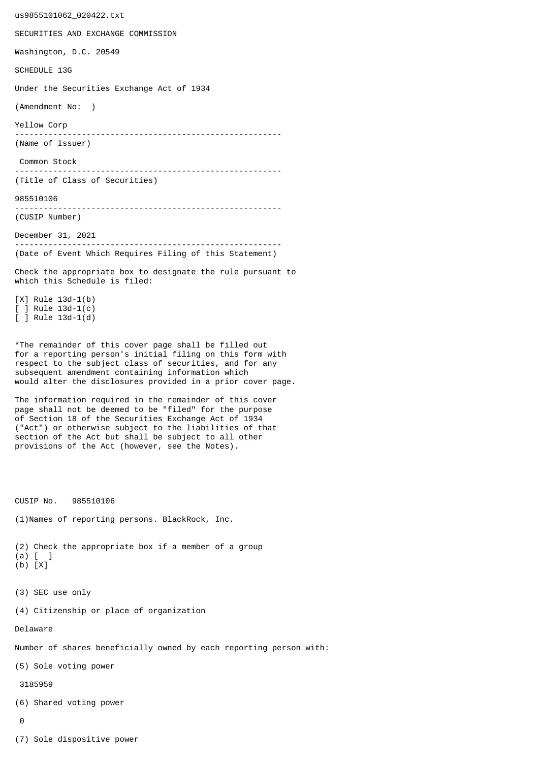us9855101062_020422.txt

SECURITIES AND EXCHANGE COMMISSION

Washington, D.C. 20549

SCHEDULE 13G

Under the Securities Exchange Act of 1934

(Amendment No: )

Yellow Corp

--------------------------------------------------------

(Name of Issuer)

Common Stock

--------------------------------------------------------

(Title of Class of Securities)

985510106

--------------------------------------------------------

(CUSIP Number)

December 31, 2021

--------------------------------------------------------

(Date of Event Which Requires Filing of this Statement)

Check the appropriate box to designate the rule pursuant to which this Schedule is filed:

[X] Rule 13d-1(b)
[ ] Rule 13d-1(c)
[ ] Rule 13d-1(d)

*The remainder of this cover page shall be filled out for a reporting person's initial filing on this form with respect to the subject class of securities, and for any subsequent amendment containing information which would alter the disclosures provided in a prior cover page.

The information required in the remainder of this cover page shall not be deemed to be "filed" for the purpose of Section 18 of the Securities Exchange Act of 1934 ("Act") or otherwise subject to the liabilities of that section of the Act but shall be subject to all other provisions of the Act (however, see the Notes).

CUSIP No. 985510106

(1)Names of reporting persons. BlackRock, Inc.

(2) Check the appropriate box if a member of a group
(a) [ ]
(b) [X]

(3) SEC use only

(4) Citizenship or place of organization

Delaware

Number of shares beneficially owned by each reporting person with:

(5) Sole voting power

3185959

(6) Shared voting power

0

(7) Sole dispositive power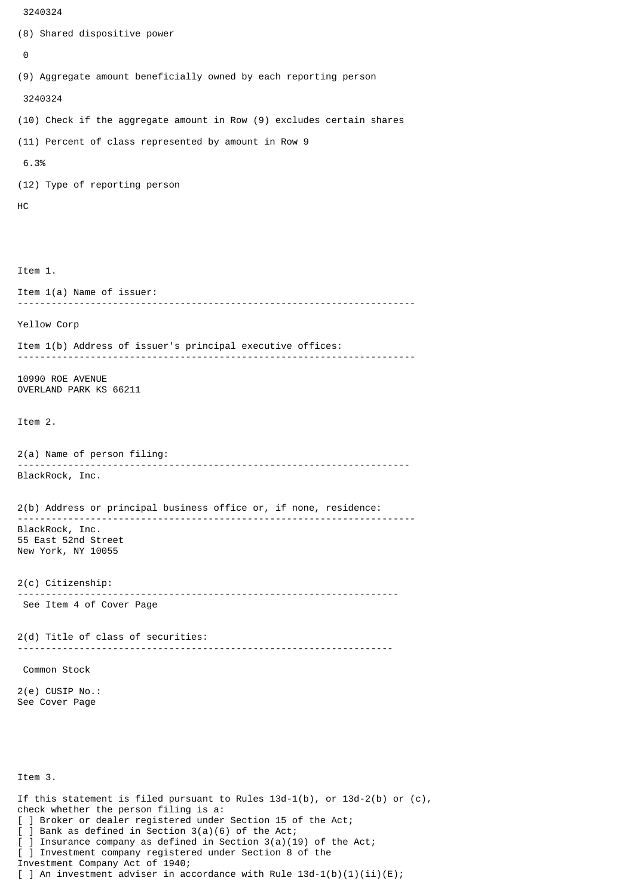3240324

(8) Shared dispositive power

0

(9) Aggregate amount beneficially owned by each reporting person

3240324

(10) Check if the aggregate amount in Row (9) excludes certain shares

(11) Percent of class represented by amount in Row 9

6.3%

(12) Type of reporting person

HC

Item 1.

Item 1(a) Name of issuer:

---

Yellow Corp

Item 1(b) Address of issuer's principal executive offices:

---

10990 ROE AVENUE
OVERLAND PARK KS 66211

Item 2.

2(a) Name of person filing:

---

BlackRock, Inc.

2(b) Address or principal business office or, if none, residence:

---

BlackRock, Inc.
55 East 52nd Street
New York, NY 10055

2(c) Citizenship:

---

See Item 4 of Cover Page

2(d) Title of class of securities:

---

Common Stock

2(e) CUSIP No.:
See Cover Page

Item 3.

If this statement is filed pursuant to Rules 13d-1(b), or 13d-2(b) or (c), check whether the person filing is a:
[ ] Broker or dealer registered under Section 15 of the Act;
[ ] Bank as defined in Section 3(a)(6) of the Act;
[ ] Insurance company as defined in Section 3(a)(19) of the Act;
[ ] Investment company registered under Section 8 of the Investment Company Act of 1940;
[ ] An investment adviser in accordance with Rule 13d-1(b)(1)(ii)(E);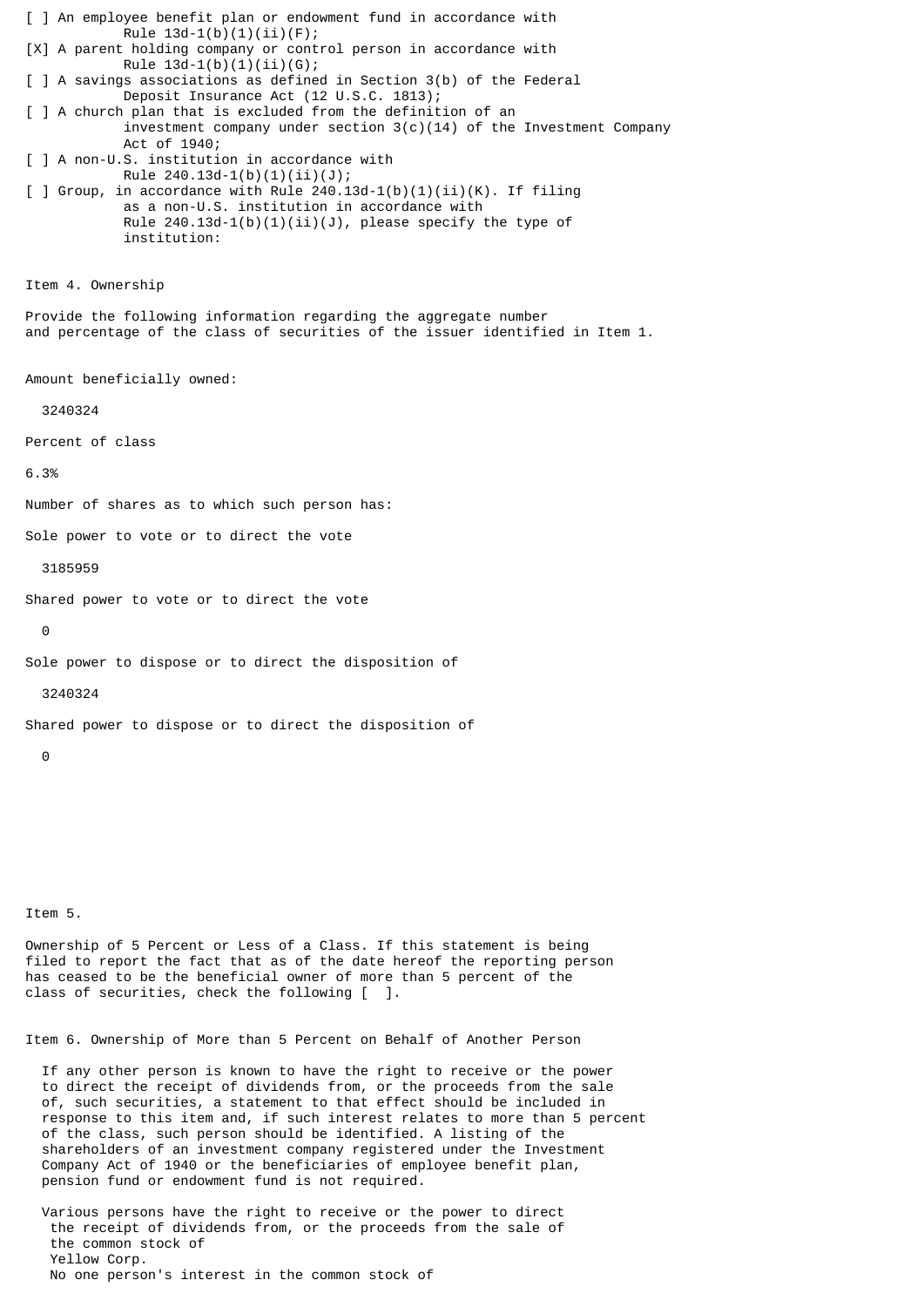[ ] An employee benefit plan or endowment fund in accordance with Rule 13d-1(b)(1)(ii)(F);

[X] A parent holding company or control person in accordance with Rule 13d-1(b)(1)(ii)(G);

[ ] A savings associations as defined in Section 3(b) of the Federal Deposit Insurance Act (12 U.S.C. 1813);

[ ] A church plan that is excluded from the definition of an investment company under section 3(c)(14) of the Investment Company Act of 1940;

[ ] A non-U.S. institution in accordance with Rule 240.13d-1(b)(1)(ii)(J);

[ ] Group, in accordance with Rule 240.13d-1(b)(1)(ii)(K). If filing as a non-U.S. institution in accordance with Rule 240.13d-1(b)(1)(ii)(J), please specify the type of institution:

Item 4. Ownership

Provide the following information regarding the aggregate number and percentage of the class of securities of the issuer identified in Item 1.

Amount beneficially owned:

3240324

Percent of class

6.3%

Number of shares as to which such person has:

Sole power to vote or to direct the vote

3185959

Shared power to vote or to direct the vote

0

Sole power to dispose or to direct the disposition of

3240324

Shared power to dispose or to direct the disposition of

0

Item 5.

Ownership of 5 Percent or Less of a Class. If this statement is being filed to report the fact that as of the date hereof the reporting person has ceased to be the beneficial owner of more than 5 percent of the class of securities, check the following [ ].

Item 6. Ownership of More than 5 Percent on Behalf of Another Person

If any other person is known to have the right to receive or the power to direct the receipt of dividends from, or the proceeds from the sale of, such securities, a statement to that effect should be included in response to this item and, if such interest relates to more than 5 percent of the class, such person should be identified. A listing of the shareholders of an investment company registered under the Investment Company Act of 1940 or the beneficiaries of employee benefit plan, pension fund or endowment fund is not required.

Various persons have the right to receive or the power to direct the receipt of dividends from, or the proceeds from the sale of the common stock of Yellow Corp. No one person's interest in the common stock of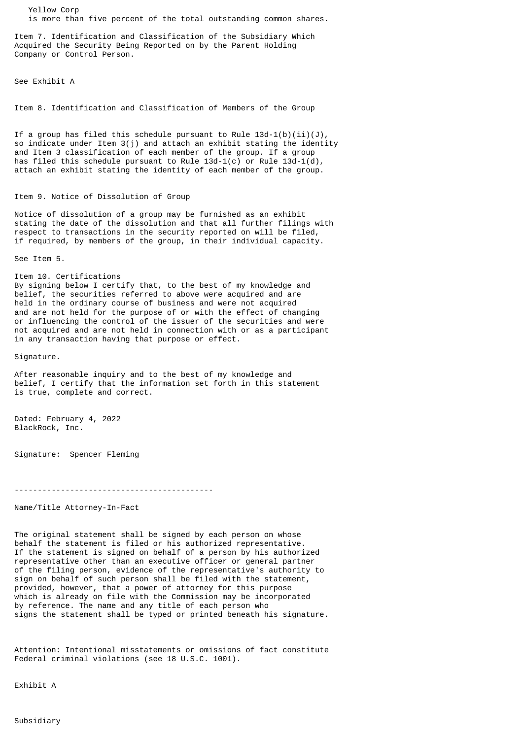Yellow Corp
is more than five percent of the total outstanding common shares.

Item 7. Identification and Classification of the Subsidiary Which Acquired the Security Being Reported on by the Parent Holding Company or Control Person.

See Exhibit A

Item 8. Identification and Classification of Members of the Group

If a group has filed this schedule pursuant to Rule 13d-1(b)(ii)(J), so indicate under Item 3(j) and attach an exhibit stating the identity and Item 3 classification of each member of the group. If a group has filed this schedule pursuant to Rule 13d-1(c) or Rule 13d-1(d), attach an exhibit stating the identity of each member of the group.

Item 9. Notice of Dissolution of Group

Notice of dissolution of a group may be furnished as an exhibit stating the date of the dissolution and that all further filings with respect to transactions in the security reported on will be filed, if required, by members of the group, in their individual capacity.

See Item 5.

Item 10. Certifications
By signing below I certify that, to the best of my knowledge and belief, the securities referred to above were acquired and are held in the ordinary course of business and were not acquired and are not held for the purpose of or with the effect of changing or influencing the control of the issuer of the securities and were not acquired and are not held in connection with or as a participant in any transaction having that purpose or effect.

Signature.

After reasonable inquiry and to the best of my knowledge and belief, I certify that the information set forth in this statement is true, complete and correct.

Dated: February 4, 2022
BlackRock, Inc.

Signature: Spencer Fleming

-------------------------------------------

Name/Title Attorney-In-Fact

The original statement shall be signed by each person on whose behalf the statement is filed or his authorized representative. If the statement is signed on behalf of a person by his authorized representative other than an executive officer or general partner of the filing person, evidence of the representative's authority to sign on behalf of such person shall be filed with the statement, provided, however, that a power of attorney for this purpose which is already on file with the Commission may be incorporated by reference. The name and any title of each person who signs the statement shall be typed or printed beneath his signature.

Attention: Intentional misstatements or omissions of fact constitute Federal criminal violations (see 18 U.S.C. 1001).

Exhibit A

Subsidiary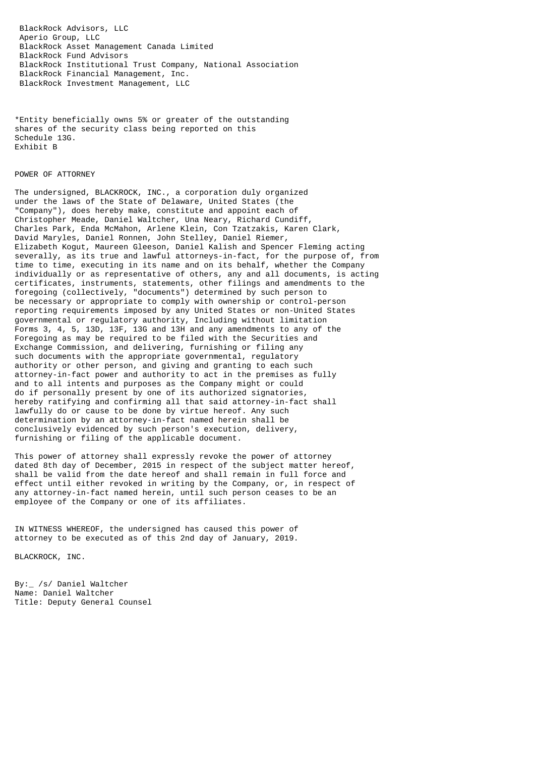BlackRock Advisors, LLC
Aperio Group, LLC
BlackRock Asset Management Canada Limited
BlackRock Fund Advisors
BlackRock Institutional Trust Company, National Association
BlackRock Financial Management, Inc.
BlackRock Investment Management, LLC

*Entity beneficially owns 5% or greater of the outstanding shares of the security class being reported on this Schedule 13G.
Exhibit B

POWER OF ATTORNEY

The undersigned, BLACKROCK, INC., a corporation duly organized under the laws of the State of Delaware, United States (the "Company"), does hereby make, constitute and appoint each of Christopher Meade, Daniel Waltcher, Una Neary, Richard Cundiff, Charles Park, Enda McMahon, Arlene Klein, Con Tzatzakis, Karen Clark, David Maryles, Daniel Ronnen, John Stelley, Daniel Riemer, Elizabeth Kogut, Maureen Gleeson, Daniel Kalish and Spencer Fleming acting severally, as its true and lawful attorneys-in-fact, for the purpose of, from time to time, executing in its name and on its behalf, whether the Company individually or as representative of others, any and all documents, is acting certificates, instruments, statements, other filings and amendments to the foregoing (collectively, "documents") determined by such person to be necessary or appropriate to comply with ownership or control-person reporting requirements imposed by any United States or non-United States governmental or regulatory authority, Including without limitation Forms 3, 4, 5, 13D, 13F, 13G and 13H and any amendments to any of the Foregoing as may be required to be filed with the Securities and Exchange Commission, and delivering, furnishing or filing any such documents with the appropriate governmental, regulatory authority or other person, and giving and granting to each such attorney-in-fact power and authority to act in the premises as fully and to all intents and purposes as the Company might or could do if personally present by one of its authorized signatories, hereby ratifying and confirming all that said attorney-in-fact shall lawfully do or cause to be done by virtue hereof. Any such determination by an attorney-in-fact named herein shall be conclusively evidenced by such person's execution, delivery, furnishing or filing of the applicable document.

This power of attorney shall expressly revoke the power of attorney dated 8th day of December, 2015 in respect of the subject matter hereof, shall be valid from the date hereof and shall remain in full force and effect until either revoked in writing by the Company, or, in respect of any attorney-in-fact named herein, until such person ceases to be an employee of the Company or one of its affiliates.

IN WITNESS WHEREOF, the undersigned has caused this power of attorney to be executed as of this 2nd day of January, 2019.

BLACKROCK, INC.

By:_ /s/ Daniel Waltcher
Name: Daniel Waltcher
Title: Deputy General Counsel